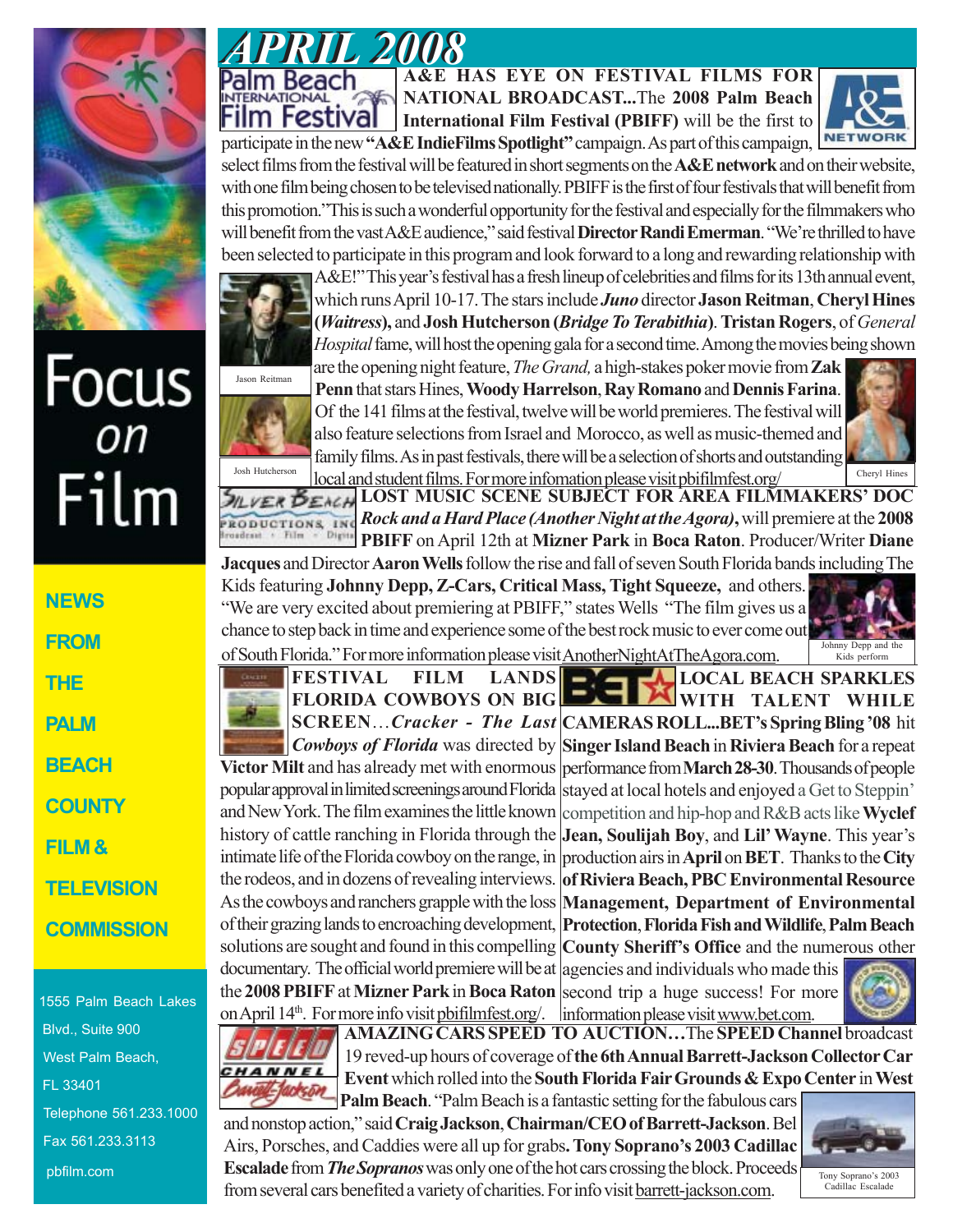# APRIL 2008

# Focus on Film

**NEWS FROM THE PALM BEACH COUNTY FILM & TELEVISION COMMISSION**

1555 Palm Beach Lakes Blvd., Suite 900
West Palm Beach, FL 33401
Telephone 561.233.1000
Fax 561.233.3113
pbfilm.com

**A&E HAS EYE ON FESTIVAL FILMS FOR NATIONAL BROADCAST...**The **2008 Palm Beach International Film Festival (PBIFF)** will be the first to participate in the new **"A&E IndieFilms Spotlight"** campaign. As part of this campaign, select films from the festival will be featured in short segments on the **A&E network** and on their website, with one film being chosen to be televised nationally. PBIFF is the first of four festivals that will benefit from this promotion."This is such a wonderful opportunity for the festival and especially for the filmmakers who will benefit from the vast A&E audience," said festival **Director Randi Emerman**. "We're thrilled to have been selected to participate in this program and look forward to a long and rewarding relationship with A&E!" This year's festival has a fresh lineup of celebrities and films for its 13th annual event, which runs April 10-17. The stars include ***Juno*** director **Jason Reitman**, **Cheryl Hines (*Waitress*),** and **Josh Hutcherson (*Bridge To Terabithia*)**. **Tristan Rogers**, of *General Hospital* fame, will host the opening gala for a second time. Among the movies being shown are the opening night feature, *The Grand,* a high-stakes poker movie from **Zak Penn** that stars Hines, **Woody Harrelson**, **Ray Romano** and **Dennis Farina**. Of the 141 films at the festival, twelve will be world premieres. The festival will also feature selections from Israel and Morocco, as well as music-themed and family films. As in past festivals, there will be a selection of shorts and outstanding local and student films. For more infomation please visit pbifilmfest.org/

Jason Reitman

Josh Hutcherson

Cheryl Hines

**LOST MUSIC SCENE SUBJECT FOR AREA FILMMAKERS' DOC** ***Rock and a Hard Place (Another Night at the Agora)***, will premiere at the **2008 PBIFF** on April 12th at **Mizner Park** in **Boca Raton**. Producer/Writer **Diane Jacques** and Director **Aaron Wells** follow the rise and fall of seven South Florida bands including The Kids featuring **Johnny Depp, Z-Cars, Critical Mass, Tight Squeeze,** and others. "We are very excited about premiering at PBIFF," states Wells "The film gives us a chance to step back in time and experience some of the best rock music to ever come out of South Florida." For more information please visit AnotherNightAtTheAgora.com.

Johnny Depp and the Kids perform

**FESTIVAL FILM LANDS FLORIDA COWBOYS ON BIG SCREEN**...*Cracker - The Last Cowboys of Florida* was directed by **Victor Milt** and has already met with enormous popular approval in limited screenings around Florida and New York. The film examines the little known history of cattle ranching in Florida through the intimate life of the Florida cowboy on the range, in the rodeos, and in dozens of revealing interviews. As the cowboys and ranchers grapple with the loss of their grazing lands to encroaching development, solutions are sought and found in this compelling documentary. The official world premiere will be at the **2008 PBIFF** at **Mizner Park** in **Boca Raton** on April 14th. For more info visit pbifilmfest.org/.

**LOCAL BEACH SPARKLES WITH TALENT WHILE CAMERAS ROLL...BET's Spring Bling '08** hit **Singer Island Beach** in **Riviera Beach** for a repeat performance from **March 28-30**. Thousands of people stayed at local hotels and enjoyed a Get to Steppin' competition and hip-hop and R&B acts like **Wyclef Jean, Soulijah Boy**, and **Lil' Wayne**. This year's production airs in **April** on **BET**. Thanks to the **City of Riviera Beach, PBC Environmental Resource Management, Department of Environmental Protection**, **Florida Fish and Wildlife**, **Palm Beach County Sheriff's Office** and the numerous other agencies and individuals who made this second trip a huge success! For more information please visit www.bet.com.

**AMAZING CARS SPEED TO AUCTION…**The **SPEED Channel** broadcast 19 reved-up hours of coverage of **the 6th Annual Barrett-Jackson Collector Car Event** which rolled into the **South Florida Fair Grounds & Expo Center** in **West Palm Beach**. "Palm Beach is a fantastic setting for the fabulous cars and nonstop action," said **Craig Jackson**, **Chairman/CEO of Barrett-Jackson**. Bel Airs, Porsches, and Caddies were all up for grabs**. Tony Soprano's 2003 Cadillac Escalade** from ***The Sopranos*** was only one of the hot cars crossing the block. Proceeds from several cars benefited a variety of charities. For info visit barrett-jackson.com.

Tony Soprano's 2003 Cadillac Escalade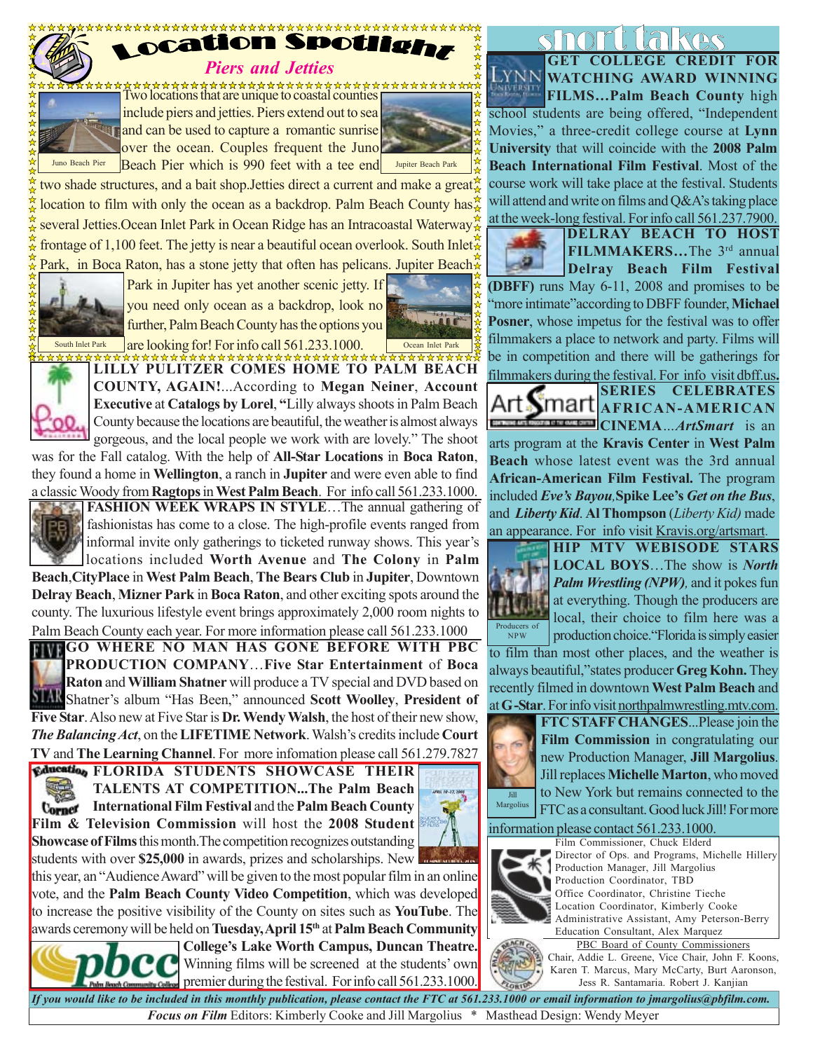# Location Spotlight

## *Piers and Jetties*

Two locations that are unique to coastal counties include piers and jetties. Piers extend out to sea and can be used to capture a romantic sunrise over the ocean. Couples frequent the Juno Beach Pier which is 990 feet with a tee end two shade structures, and a bait shop.Jetties direct a current and make a great location to film with only the ocean as a backdrop. Palm Beach County has several Jetties.Ocean Inlet Park in Ocean Ridge has an Intracoastal Waterway frontage of 1,100 feet. The jetty is near a beautiful ocean overlook. South Inlet Park, in Boca Raton, has a stone jetty that often has pelicans. Jupiter Beach Park in Jupiter has yet another scenic jetty. If you need only ocean as a backdrop, look no further, Palm Beach County has the options you are looking for! For info call 561.233.1000.

Juno Beach Pier

Jupiter Beach Park

South Inlet Park

Ocean Inlet Park

**LILLY PULITZER COMES HOME TO PALM BEACH COUNTY, AGAIN!**...According to **Megan Neiner**, **Account Executive** at **Catalogs by Lorel**, **"**Lilly always shoots in Palm Beach County because the locations are beautiful, the weather is almost always gorgeous, and the local people we work with are lovely." The shoot was for the Fall catalog. With the help of **All-Star Locations** in **Boca Raton**, they found a home in **Wellington**, a ranch in **Jupiter** and were even able to find a classic Woody from **Ragtops** in **West Palm Beach**. For info call 561.233.1000.

**FASHION WEEK WRAPS IN STYLE**…The annual gathering of fashionistas has come to a close. The high-profile events ranged from informal invite only gatherings to ticketed runway shows. This year's locations included **Worth Avenue** and **The Colony** in **Palm Beach**,**CityPlace** in **West Palm Beach**, **The Bears Club** in **Jupiter**, Downtown **Delray Beach**, **Mizner Park** in **Boca Raton**, and other exciting spots around the county. The luxurious lifestyle event brings approximately 2,000 room nights to Palm Beach County each year. For more information please call 561.233.1000

**GO WHERE NO MAN HAS GONE BEFORE WITH PBC PRODUCTION COMPANY**…**Five Star Entertainment** of **Boca Raton** and **William Shatner** will produce a TV special and DVD based on Shatner's album "Has Been," announced **Scott Woolley**, **President of Five Star**. Also new at Five Star is **Dr. Wendy Walsh**, the host of their new show, ***The Balancing Act***, on the **LIFETIME Network**. Walsh's credits include **Court TV** and **The Learning Channel**. For more infomation please call 561.279.7827

**FLORIDA STUDENTS SHOWCASE THEIR TALENTS AT COMPETITION...The Palm Beach International Film Festival** and the **Palm Beach County Film & Television Commission** will host the **2008 Student Showcase of Films** this month.The competition recognizes outstanding students with over **$25,000** in awards, prizes and scholarships. New this year, an "Audience Award" will be given to the most popular film in an online vote, and the **Palm Beach County Video Competition**, which was developed to increase the positive visibility of the County on sites such as **YouTube**. The awards ceremony will be held on **Tuesday, April 15th** at **Palm Beach Community College's Lake Worth Campus, Duncan Theatre.** Winning films will be screened at the students' own premier during the festival. For info call 561.233.1000.

# short takes

**GET COLLEGE CREDIT FOR WATCHING AWARD WINNING FILMS…Palm Beach County** high school students are being offered, "Independent Movies," a three-credit college course at **Lynn University** that will coincide with the **2008 Palm Beach International Film Festival**. Most of the course work will take place at the festival. Students will attend and write on films and Q&A's taking place at the week-long festival. For info call 561.237.7900.

**DELRAY BEACH TO HOST FILMMAKERS…**The 3rd annual **Delray Beach Film Festival (DBFF)** runs May 6-11, 2008 and promises to be "more intimate" according to DBFF founder, **Michael Posner**, whose impetus for the festival was to offer filmmakers a place to network and party. Films will be in competition and there will be gatherings for filmmakers during the festival. For info visit dbff.us**.**

**SERIES CELEBRATES AFRICAN-AMERICAN CINEMA**...***ArtSmart*** is an arts program at the **Kravis Center** in **West Palm Beach** whose latest event was the 3rd annual **African-American Film Festival.** The program included ***Eve's Bayou***,**Spike Lee's *Get on the Bus***, and ***Liberty Kid***. **Al Thompson** (*Liberty Kid)* made an appearance. For info visit Kravis.org/artsmart.

**HIP MTV WEBISODE STARS LOCAL BOYS**…The show is ***North Palm Wrestling (NPW)***, and it pokes fun at everything. Though the producers are local, their choice to film here was a production choice."Florida is simply easier to film than most other places, and the weather is always beautiful," states producer **Greg Kohn.** They recently filmed in downtown **West Palm Beach** and at **G-Star**. For info visit northpalmwrestling.mtv.com.

Producers of NPW

**FTC STAFF CHANGES**...Please join the **Film Commission** in congratulating our new Production Manager, **Jill Margolius**. Jill replaces **Michelle Marton**, who moved to New York but remains connected to the FTC as a consultant. Good luck Jill! For more information please contact 561.233.1000.

Jill Margolius

Film Commissioner, Chuck Elderd
Director of Ops. and Programs, Michelle Hillery
Production Manager, Jill Margolius
Production Coordinator, TBD
Office Coordinator, Christine Tieche
Location Coordinator, Kimberly Cooke
Administrative Assistant, Amy Peterson-Berry
Education Consultant, Alex Marquez

PBC Board of County Commissioners
Chair, Addie L. Greene, Vice Chair, John F. Koons, Karen T. Marcus, Mary McCarty, Burt Aaronson, Jess R. Santamaria. Robert J. Kanjian

*If you would like to be included in this monthly publication, please contact the FTC at 561.233.1000 or email information to jmargolius@pbfilm.com.*

***Focus on Film*** Editors: Kimberly Cooke and Jill Margolius * Masthead Design: Wendy Meyer